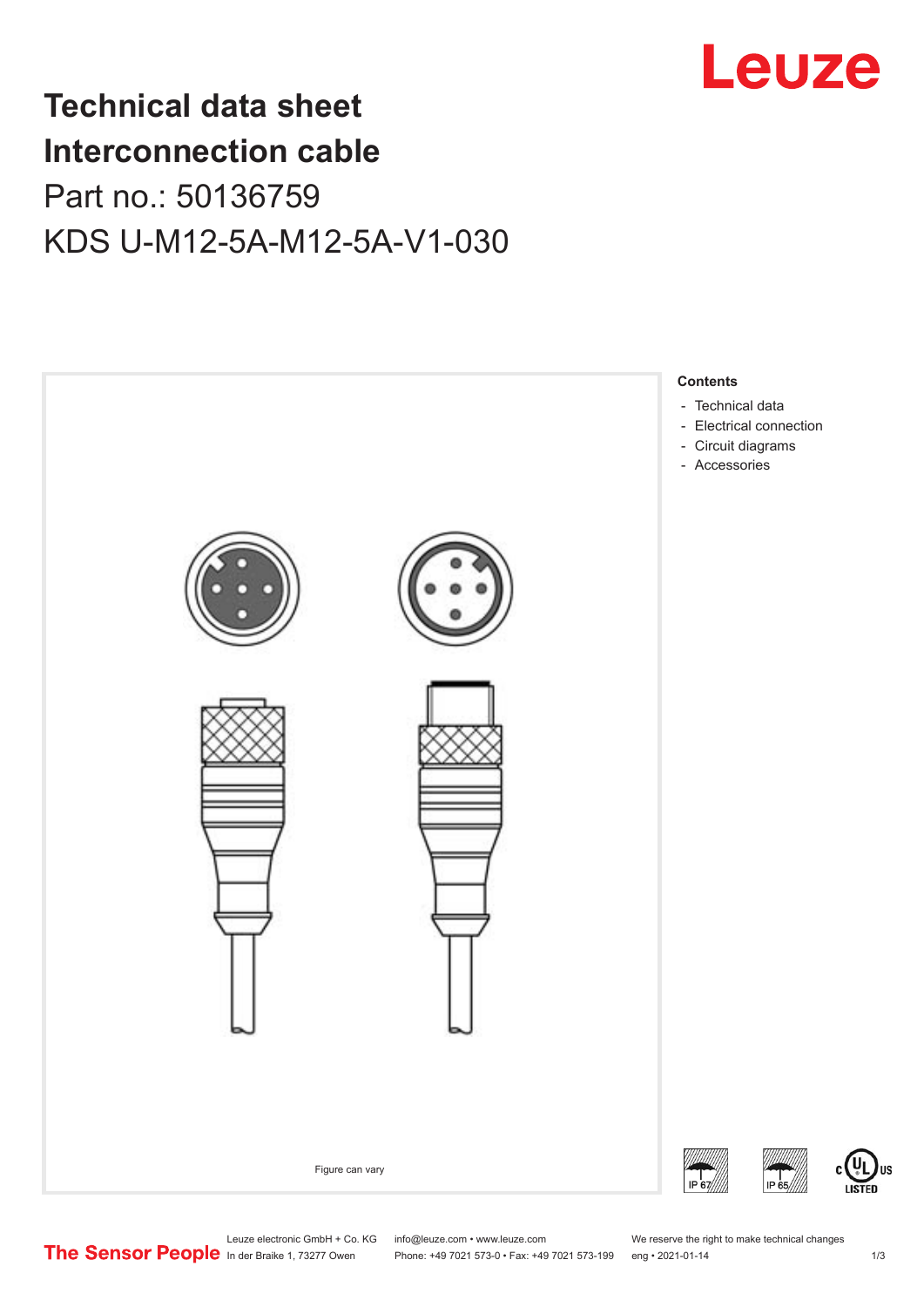# Technical data sheet
# Interconnection cable

## Part no.: 50136759

## KDS U-M12-5A-M12-5A-V1-030

Figure can vary

**Contents**

- Technical data
- Electrical connection
- Circuit diagrams
- Accessories

IP 67

IP 65

c UL US LISTED

Leuze electronic GmbH + Co. KG
In der Braike 1, 73277 Owen

info@leuze.com • www.leuze.com
Phone: +49 7021 573-0 • Fax: +49 7021 573-199

We reserve the right to make technical changes
eng • 2021-01-14

The Sensor People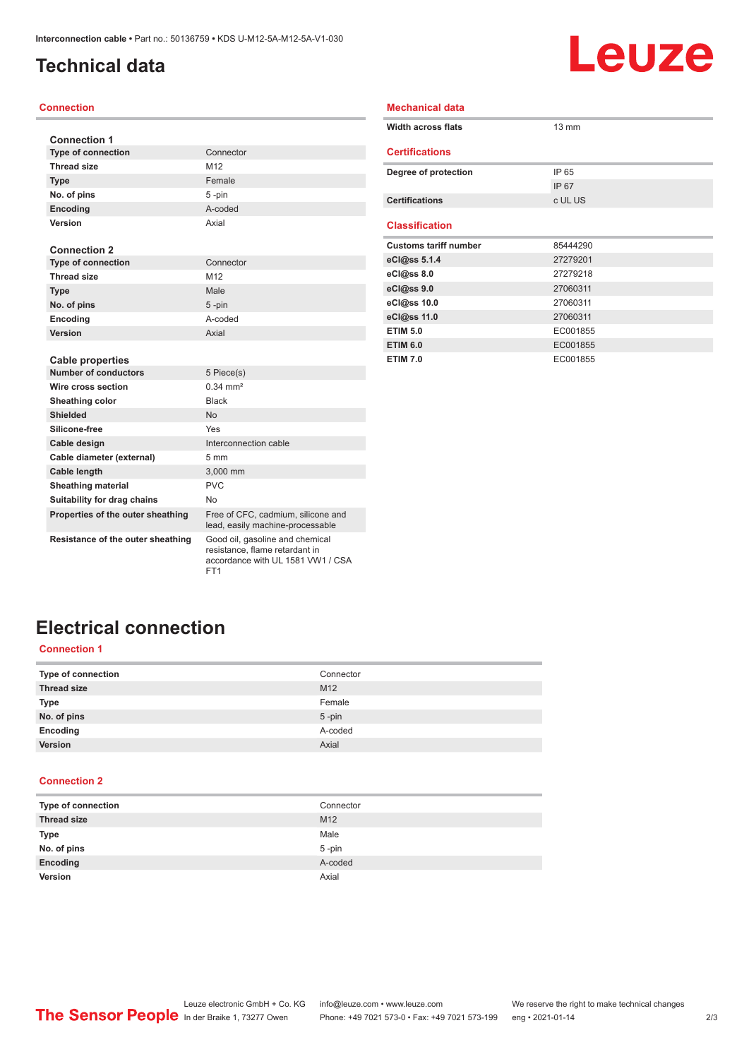# Technical data

## Connection

**Connection 1**

| | |
|---|---|
| **Type of connection** | Connector |
| **Thread size** | M12 |
| **Type** | Female |
| **No. of pins** | 5 -pin |
| **Encoding** | A-coded |
| **Version** | Axial |

**Connection 2**

| | |
|---|---|
| **Type of connection** | Connector |
| **Thread size** | M12 |
| **Type** | Male |
| **No. of pins** | 5 -pin |
| **Encoding** | A-coded |
| **Version** | Axial |

**Cable properties**

| | |
|---|---|
| **Number of conductors** | 5 Piece(s) |
| **Wire cross section** | 0.34 mm² |
| **Sheathing color** | Black |
| **Shielded** | No |
| **Silicone-free** | Yes |
| **Cable design** | Interconnection cable |
| **Cable diameter (external)** | 5 mm |
| **Cable length** | 3,000 mm |
| **Sheathing material** | PVC |
| **Suitability for drag chains** | No |
| **Properties of the outer sheathing** | Free of CFC, cadmium, silicone and lead, easily machine-processable |
| **Resistance of the outer sheathing** | Good oil, gasoline and chemical resistance, flame retardant in accordance with UL 1581 VW1 / CSA FT1 |

## Mechanical data

| | |
|---|---|
| **Width across flats** | 13 mm |

## Certifications

| | |
|---|---|
| **Degree of protection** | IP 65 |
| | IP 67 |
| **Certifications** | c UL US |

## Classification

| | |
|---|---|
| **Customs tariff number** | 85444290 |
| **eCl@ss 5.1.4** | 27279201 |
| **eCl@ss 8.0** | 27279218 |
| **eCl@ss 9.0** | 27060311 |
| **eCl@ss 10.0** | 27060311 |
| **eCl@ss 11.0** | 27060311 |
| **ETIM 5.0** | EC001855 |
| **ETIM 6.0** | EC001855 |
| **ETIM 7.0** | EC001855 |

# Electrical connection

## Connection 1

| | |
|---|---|
| **Type of connection** | Connector |
| **Thread size** | M12 |
| **Type** | Female |
| **No. of pins** | 5 -pin |
| **Encoding** | A-coded |
| **Version** | Axial |

## Connection 2

| | |
|---|---|
| **Type of connection** | Connector |
| **Thread size** | M12 |
| **Type** | Male |
| **No. of pins** | 5 -pin |
| **Encoding** | A-coded |
| **Version** | Axial |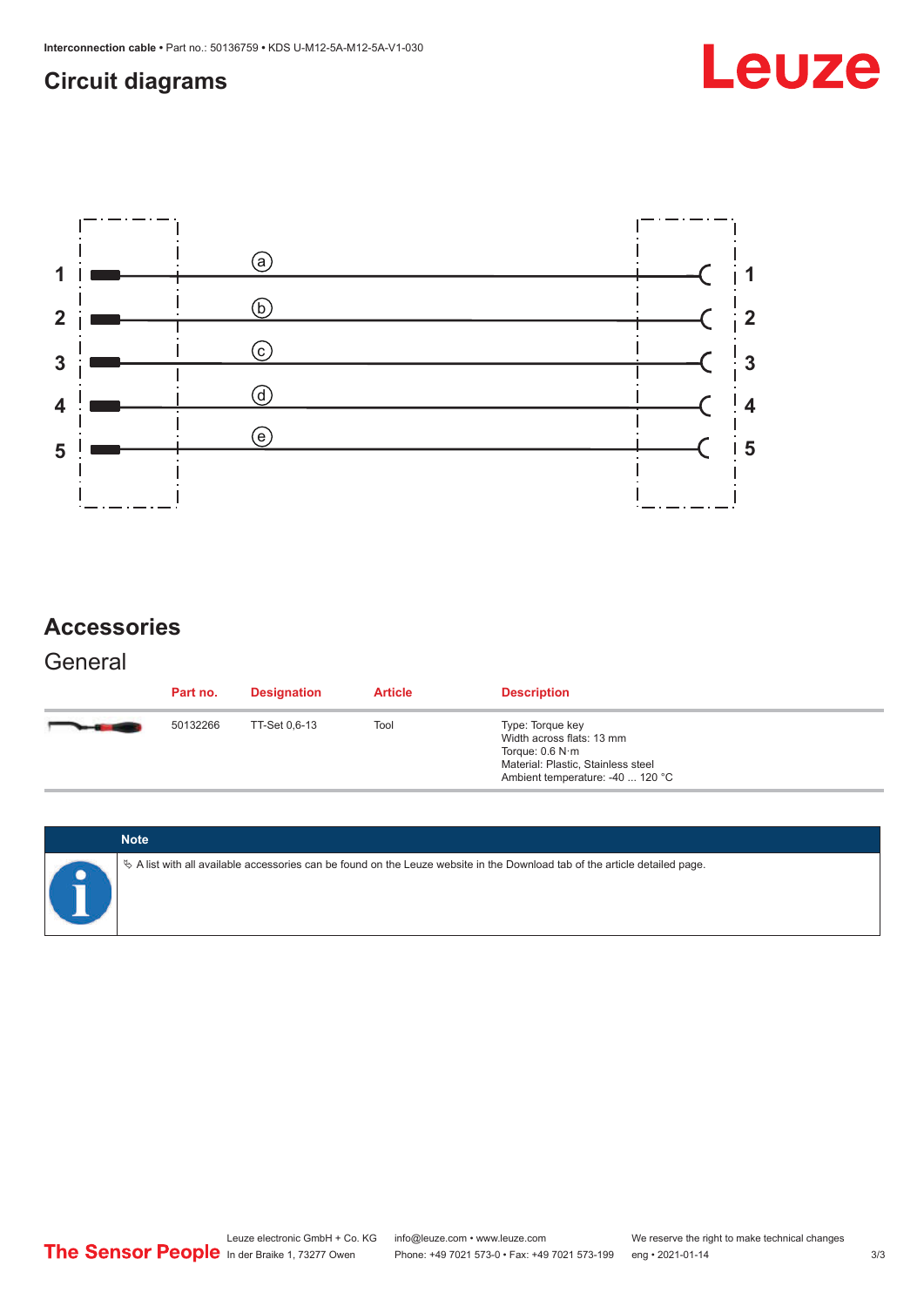## Circuit diagrams

1
2
3
4
5

a
b
c
d
e

1
2
3
4
5

## Accessories

### General

| | Part no. | Designation | Article | Description |
|---|---|---|---|---|
| | 50132266 | TT-Set 0,6-13 | Tool | Type: Torque key<br>Width across flats: 13 mm<br>Torque: 0.6 N·m<br>Material: Plastic, Stainless steel<br>Ambient temperature: -40 ... 120 °C |

**Note**

↳ A list with all available accessories can be found on the Leuze website in the Download tab of the article detailed page.